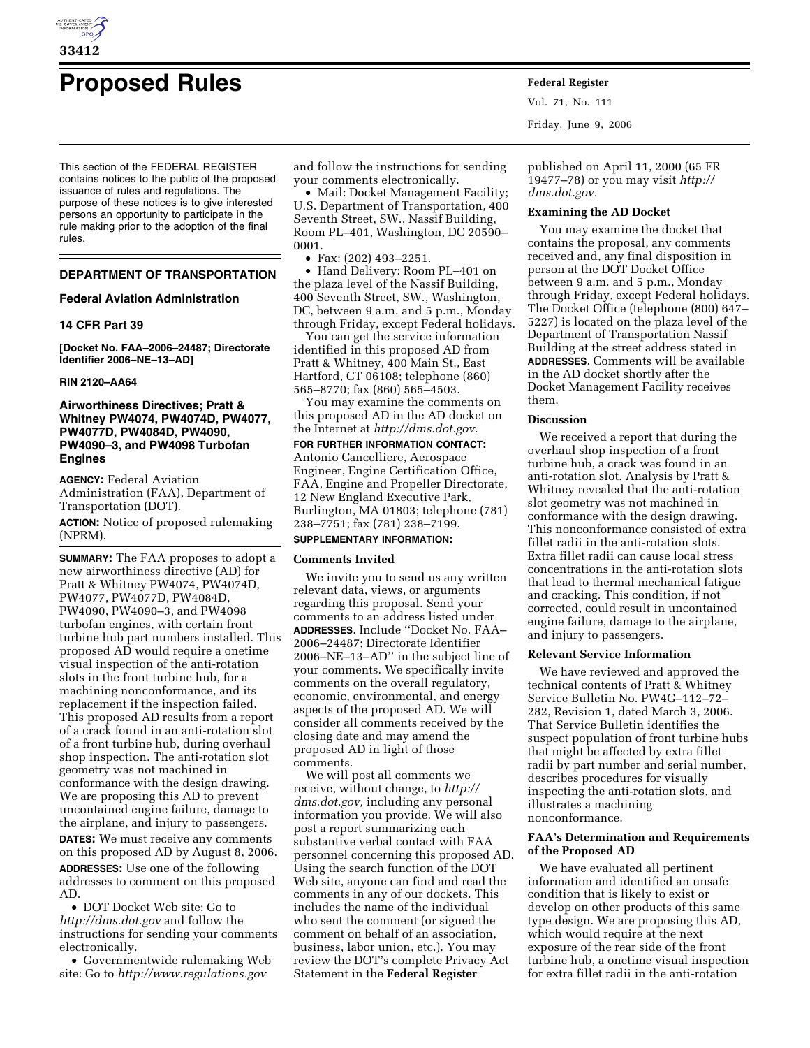# Proposed Rules

This section of the FEDERAL REGISTER contains notices to the public of the proposed issuance of rules and regulations. The purpose of these notices is to give interested persons an opportunity to participate in the rule making prior to the adoption of the final rules.

## DEPARTMENT OF TRANSPORTATION

### Federal Aviation Administration

### 14 CFR Part 39

**[Docket No. FAA–2006–24487; Directorate Identifier 2006–NE–13–AD]**

**RIN 2120–AA64**

### Airworthiness Directives; Pratt & Whitney PW4074, PW4074D, PW4077, PW4077D, PW4084D, PW4090, PW4090–3, and PW4098 Turbofan Engines

**AGENCY:** Federal Aviation Administration (FAA), Department of Transportation (DOT).

**ACTION:** Notice of proposed rulemaking (NPRM).

**SUMMARY:** The FAA proposes to adopt a new airworthiness directive (AD) for Pratt & Whitney PW4074, PW4074D, PW4077, PW4077D, PW4084D, PW4090, PW4090–3, and PW4098 turbofan engines, with certain front turbine hub part numbers installed. This proposed AD would require a onetime visual inspection of the anti-rotation slots in the front turbine hub, for a machining nonconformance, and its replacement if the inspection failed. This proposed AD results from a report of a crack found in an anti-rotation slot of a front turbine hub, during overhaul shop inspection. The anti-rotation slot geometry was not machined in conformance with the design drawing. We are proposing this AD to prevent uncontained engine failure, damage to the airplane, and injury to passengers.

**DATES:** We must receive any comments on this proposed AD by August 8, 2006.

**ADDRESSES:** Use one of the following addresses to comment on this proposed AD.

- DOT Docket Web site: Go to *http://dms.dot.gov* and follow the instructions for sending your comments electronically.
- Governmentwide rulemaking Web site: Go to *http://www.regulations.gov* and follow the instructions for sending your comments electronically.
- Mail: Docket Management Facility; U.S. Department of Transportation, 400 Seventh Street, SW., Nassif Building, Room PL–401, Washington, DC 20590–0001.
- Fax: (202) 493–2251.
- Hand Delivery: Room PL–401 on the plaza level of the Nassif Building, 400 Seventh Street, SW., Washington, DC, between 9 a.m. and 5 p.m., Monday through Friday, except Federal holidays.

You can get the service information identified in this proposed AD from Pratt & Whitney, 400 Main St., East Hartford, CT 06108; telephone (860) 565–8770; fax (860) 565–4503.

You may examine the comments on this proposed AD in the AD docket on the Internet at *http://dms.dot.gov.*

**FOR FURTHER INFORMATION CONTACT:** Antonio Cancelliere, Aerospace Engineer, Engine Certification Office, FAA, Engine and Propeller Directorate, 12 New England Executive Park, Burlington, MA 01803; telephone (781) 238–7751; fax (781) 238–7199.

**SUPPLEMENTARY INFORMATION:**

**Comments Invited**

We invite you to send us any written relevant data, views, or arguments regarding this proposal. Send your comments to an address listed under **ADDRESSES**. Include ''Docket No. FAA–2006–24487; Directorate Identifier 2006–NE–13–AD'' in the subject line of your comments. We specifically invite comments on the overall regulatory, economic, environmental, and energy aspects of the proposed AD. We will consider all comments received by the closing date and may amend the proposed AD in light of those comments.

We will post all comments we receive, without change, to *http://dms.dot.gov,* including any personal information you provide. We will also post a report summarizing each substantive verbal contact with FAA personnel concerning this proposed AD. Using the search function of the DOT Web site, anyone can find and read the comments in any of our dockets. This includes the name of the individual who sent the comment (or signed the comment on behalf of an association, business, labor union, etc.). You may review the DOT's complete Privacy Act Statement in the **Federal Register** published on April 11, 2000 (65 FR 19477–78) or you may visit *http://dms.dot.gov.*

**Examining the AD Docket**

You may examine the docket that contains the proposal, any comments received and, any final disposition in person at the DOT Docket Office between 9 a.m. and 5 p.m., Monday through Friday, except Federal holidays. The Docket Office (telephone (800) 647–5227) is located on the plaza level of the Department of Transportation Nassif Building at the street address stated in **ADDRESSES**. Comments will be available in the AD docket shortly after the Docket Management Facility receives them.

**Discussion**

We received a report that during the overhaul shop inspection of a front turbine hub, a crack was found in an anti-rotation slot. Analysis by Pratt & Whitney revealed that the anti-rotation slot geometry was not machined in conformance with the design drawing. This nonconformance consisted of extra fillet radii in the anti-rotation slots. Extra fillet radii can cause local stress concentrations in the anti-rotation slots that lead to thermal mechanical fatigue and cracking. This condition, if not corrected, could result in uncontained engine failure, damage to the airplane, and injury to passengers.

**Relevant Service Information**

We have reviewed and approved the technical contents of Pratt & Whitney Service Bulletin No. PW4G–112–72–282, Revision 1, dated March 3, 2006. That Service Bulletin identifies the suspect population of front turbine hubs that might be affected by extra fillet radii by part number and serial number, describes procedures for visually inspecting the anti-rotation slots, and illustrates a machining nonconformance.

**FAA's Determination and Requirements of the Proposed AD**

We have evaluated all pertinent information and identified an unsafe condition that is likely to exist or develop on other products of this same type design. We are proposing this AD, which would require at the next exposure of the rear side of the front turbine hub, a onetime visual inspection for extra fillet radii in the anti-rotation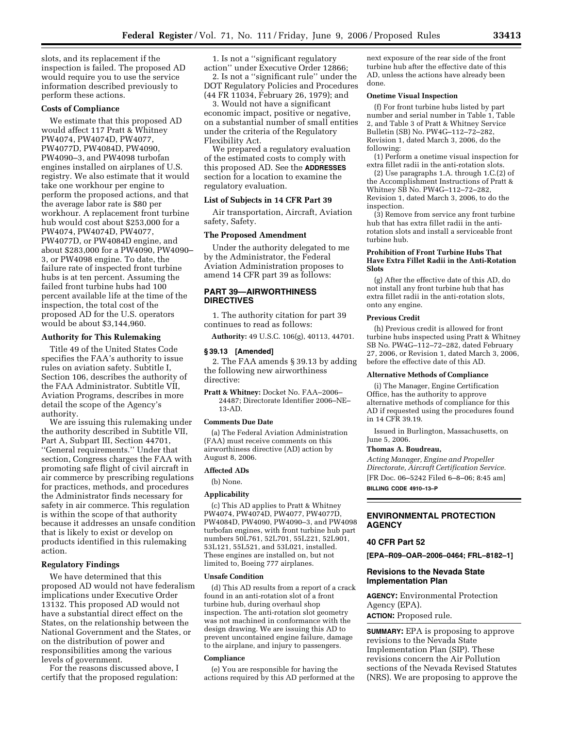slots, and its replacement if the inspection is failed. The proposed AD would require you to use the service information described previously to perform these actions.

### Costs of Compliance

We estimate that this proposed AD would affect 117 Pratt & Whitney PW4074, PW4074D, PW4077, PW4077D, PW4084D, PW4090, PW4090–3, and PW4098 turbofan engines installed on airplanes of U.S. registry. We also estimate that it would take one workhour per engine to perform the proposed actions, and that the average labor rate is $80 per workhour. A replacement front turbine hub would cost about $253,000 for a PW4074, PW4074D, PW4077, PW4077D, or PW4084D engine, and about $283,000 for a PW4090, PW4090–3, or PW4098 engine. To date, the failure rate of inspected front turbine hubs is at ten percent. Assuming the failed front turbine hubs had 100 percent available life at the time of the inspection, the total cost of the proposed AD for the U.S. operators would be about $3,144,960.

### Authority for This Rulemaking

Title 49 of the United States Code specifies the FAA's authority to issue rules on aviation safety. Subtitle I, Section 106, describes the authority of the FAA Administrator. Subtitle VII, Aviation Programs, describes in more detail the scope of the Agency's authority.

We are issuing this rulemaking under the authority described in Subtitle VII, Part A, Subpart III, Section 44701, ''General requirements.'' Under that section, Congress charges the FAA with promoting safe flight of civil aircraft in air commerce by prescribing regulations for practices, methods, and procedures the Administrator finds necessary for safety in air commerce. This regulation is within the scope of that authority because it addresses an unsafe condition that is likely to exist or develop on products identified in this rulemaking action.

### Regulatory Findings

We have determined that this proposed AD would not have federalism implications under Executive Order 13132. This proposed AD would not have a substantial direct effect on the States, on the relationship between the National Government and the States, or on the distribution of power and responsibilities among the various levels of government.

For the reasons discussed above, I certify that the proposed regulation:

1. Is not a ''significant regulatory action'' under Executive Order 12866;
2. Is not a ''significant rule'' under the DOT Regulatory Policies and Procedures (44 FR 11034, February 26, 1979); and
3. Would not have a significant economic impact, positive or negative, on a substantial number of small entities under the criteria of the Regulatory Flexibility Act.

We prepared a regulatory evaluation of the estimated costs to comply with this proposed AD. See the **ADDRESSES** section for a location to examine the regulatory evaluation.

### List of Subjects in 14 CFR Part 39

Air transportation, Aircraft, Aviation safety, Safety.

### The Proposed Amendment

Under the authority delegated to me by the Administrator, the Federal Aviation Administration proposes to amend 14 CFR part 39 as follows:

## PART 39—AIRWORTHINESS DIRECTIVES

1. The authority citation for part 39 continues to read as follows:

**Authority:** 49 U.S.C. 106(g), 40113, 44701.

### § 39.13 [Amended]

2. The FAA amends § 39.13 by adding the following new airworthiness directive:

**Pratt & Whitney:** Docket No. FAA–2006–24487; Directorate Identifier 2006–NE–13-AD.

#### Comments Due Date

(a) The Federal Aviation Administration (FAA) must receive comments on this airworthiness directive (AD) action by August 8, 2006.

#### Affected ADs

(b) None.

#### Applicability

(c) This AD applies to Pratt & Whitney PW4074, PW4074D, PW4077, PW4077D, PW4084D, PW4090, PW4090–3, and PW4098 turbofan engines, with front turbine hub part numbers 50L761, 52L701, 55L221, 52L901, 53L121, 55L521, and 53L021, installed. These engines are installed on, but not limited to, Boeing 777 airplanes.

#### Unsafe Condition

(d) This AD results from a report of a crack found in an anti-rotation slot of a front turbine hub, during overhaul shop inspection. The anti-rotation slot geometry was not machined in conformance with the design drawing. We are issuing this AD to prevent uncontained engine failure, damage to the airplane, and injury to passengers.

#### Compliance

(e) You are responsible for having the actions required by this AD performed at the next exposure of the rear side of the front turbine hub after the effective date of this AD, unless the actions have already been done.

#### Onetime Visual Inspection

(f) For front turbine hubs listed by part number and serial number in Table 1, Table 2, and Table 3 of Pratt & Whitney Service Bulletin (SB) No. PW4G–112–72–282, Revision 1, dated March 3, 2006, do the following:

(1) Perform a onetime visual inspection for extra fillet radii in the anti-rotation slots.

(2) Use paragraphs 1.A. through 1.C.(2) of the Accomplishment Instructions of Pratt & Whitney SB No. PW4G–112–72–282, Revision 1, dated March 3, 2006, to do the inspection.

(3) Remove from service any front turbine hub that has extra fillet radii in the anti-rotation slots and install a serviceable front turbine hub.

#### Prohibition of Front Turbine Hubs That Have Extra Fillet Radii in the Anti-Rotation Slots

(g) After the effective date of this AD, do not install any front turbine hub that has extra fillet radii in the anti-rotation slots, onto any engine.

#### Previous Credit

(h) Previous credit is allowed for front turbine hubs inspected using Pratt & Whitney SB No. PW4G–112–72–282, dated February 27, 2006, or Revision 1, dated March 3, 2006, before the effective date of this AD.

#### Alternative Methods of Compliance

(i) The Manager, Engine Certification Office, has the authority to approve alternative methods of compliance for this AD if requested using the procedures found in 14 CFR 39.19.

Issued in Burlington, Massachusetts, on June 5, 2006.

**Thomas A. Boudreau,**

*Acting Manager, Engine and Propeller Directorate, Aircraft Certification Service.*

[FR Doc. 06–5242 Filed 6–8–06; 8:45 am]

**BILLING CODE 4910–13–P**

---

## ENVIRONMENTAL PROTECTION AGENCY

### 40 CFR Part 52

**[EPA–R09–OAR–2006–0464; FRL–8182–1]**

### Revisions to the Nevada State Implementation Plan

**AGENCY:** Environmental Protection Agency (EPA).

**ACTION:** Proposed rule.

---

**SUMMARY:** EPA is proposing to approve revisions to the Nevada State Implementation Plan (SIP). These revisions concern the Air Pollution sections of the Nevada Revised Statutes (NRS). We are proposing to approve the